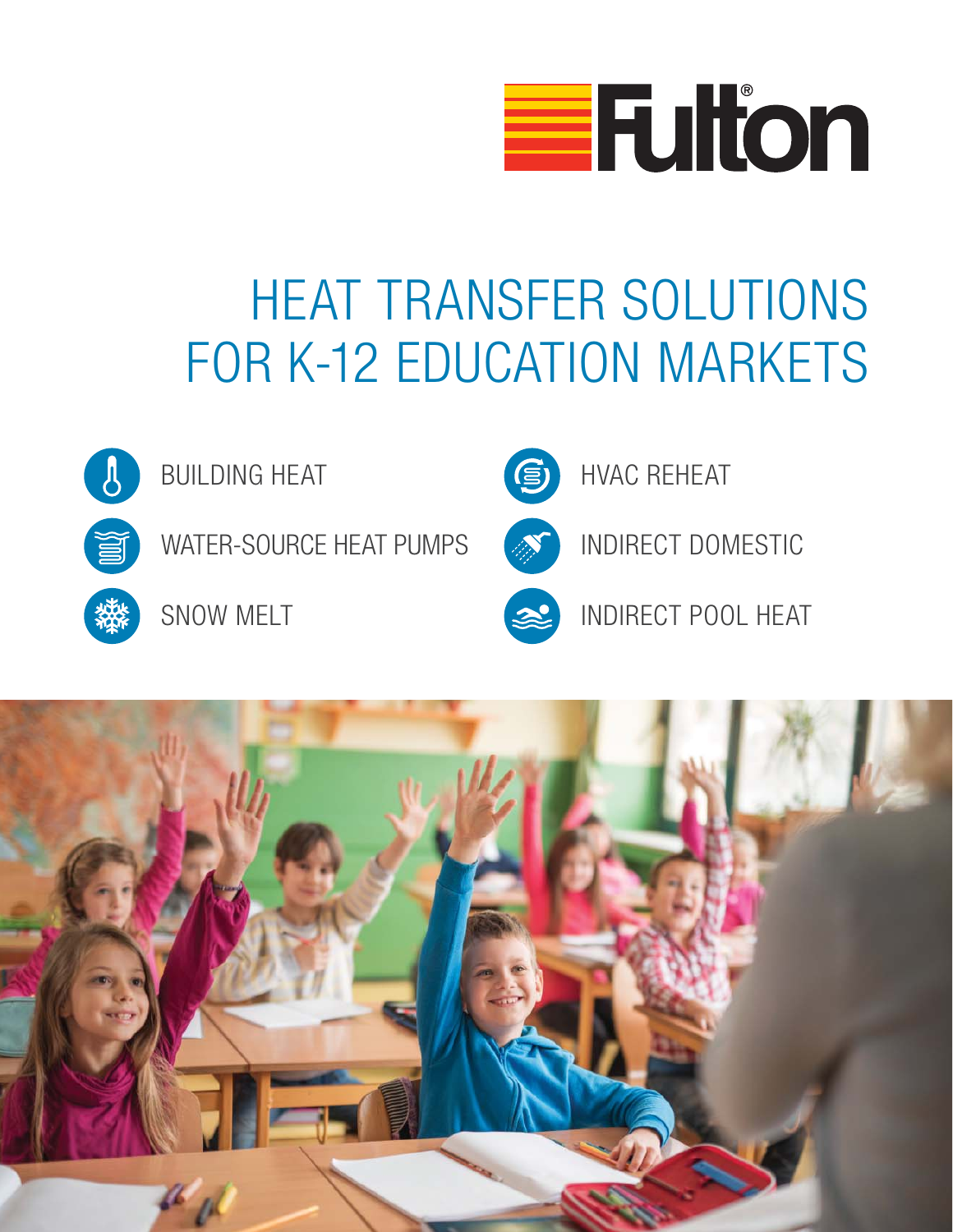Fulton®

# HEAT TRANSFER SOLUTIONS FOR K-12 EDUCATION MARKETS

- BUILDING HEAT
- WATER-SOURCE HEAT PUMPS
- SNOW MELT
- HVAC REHEAT
- INDIRECT DOMESTIC
- INDIRECT POOL HEAT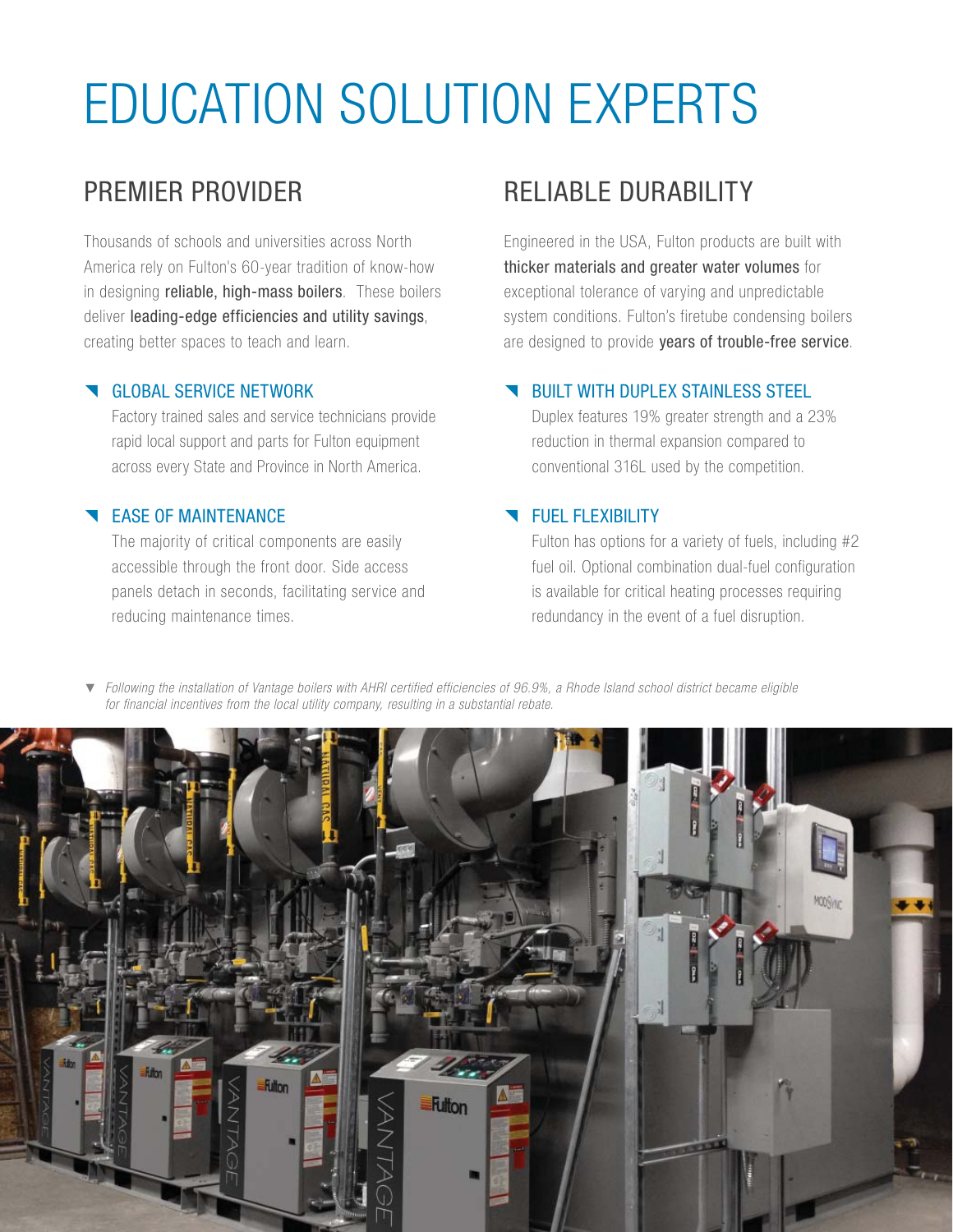# EDUCATION SOLUTION EXPERTS

## PREMIER PROVIDER

Thousands of schools and universities across North America rely on Fulton's 60-year tradition of know-how in designing **reliable, high-mass boilers**. These boilers deliver **leading-edge efficiencies and utility savings**, creating better spaces to teach and learn.

### GLOBAL SERVICE NETWORK

Factory trained sales and service technicians provide rapid local support and parts for Fulton equipment across every State and Province in North America.

### EASE OF MAINTENANCE

The majority of critical components are easily accessible through the front door. Side access panels detach in seconds, facilitating service and reducing maintenance times.

## RELIABLE DURABILITY

Engineered in the USA, Fulton products are built with **thicker materials and greater water volumes** for exceptional tolerance of varying and unpredictable system conditions. Fulton's firetube condensing boilers are designed to provide **years of trouble-free service**.

### BUILT WITH DUPLEX STAINLESS STEEL

Duplex features 19% greater strength and a 23% reduction in thermal expansion compared to conventional 316L used by the competition.

### FUEL FLEXIBILITY

Fulton has options for a variety of fuels, including #2 fuel oil. Optional combination dual-fuel configuration is available for critical heating processes requiring redundancy in the event of a fuel disruption.

▼ *Following the installation of Vantage boilers with AHRI certified efficiencies of 96.9%, a Rhode Island school district became eligible for financial incentives from the local utility company, resulting in a substantial rebate.*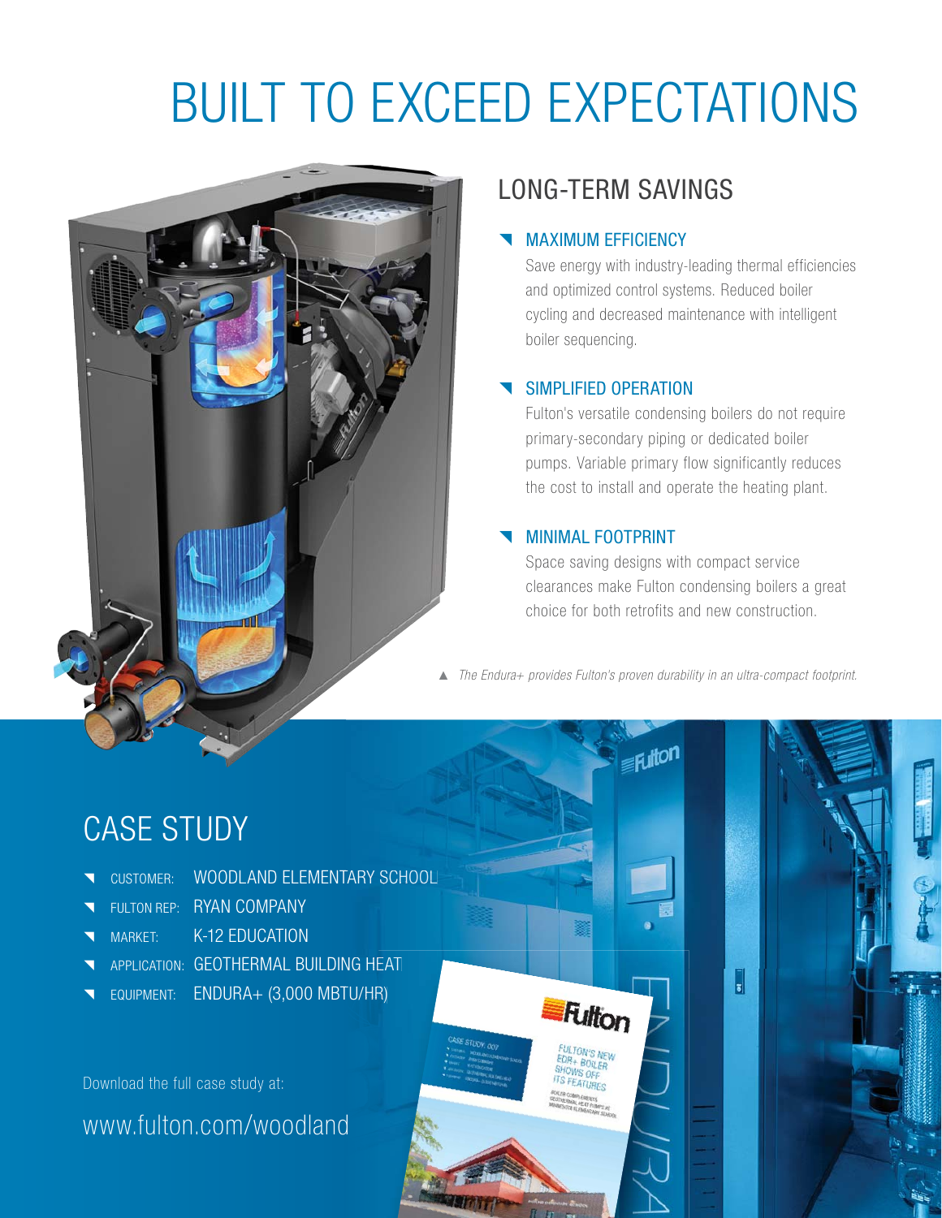# BUILT TO EXCEED EXPECTATIONS

## LONG-TERM SAVINGS

### MAXIMUM EFFICIENCY

Save energy with industry-leading thermal efficiencies and optimized control systems. Reduced boiler cycling and decreased maintenance with intelligent boiler sequencing.

### SIMPLIFIED OPERATION

Fulton's versatile condensing boilers do not require primary-secondary piping or dedicated boiler pumps. Variable primary flow significantly reduces the cost to install and operate the heating plant.

### MINIMAL FOOTPRINT

Space saving designs with compact service clearances make Fulton condensing boilers a great choice for both retrofits and new construction.

▲ *The Endura+ provides Fulton's proven durability in an ultra-compact footprint.*

## CASE STUDY

- CUSTOMER: WOODLAND ELEMENTARY SCHOOL
- FULTON REP: RYAN COMPANY
- MARKET: K-12 EDUCATION
- APPLICATION: GEOTHERMAL BUILDING HEAT
- EQUIPMENT: ENDURA+ (3,000 MBTU/HR)

Download the full case study at:

www.fulton.com/woodland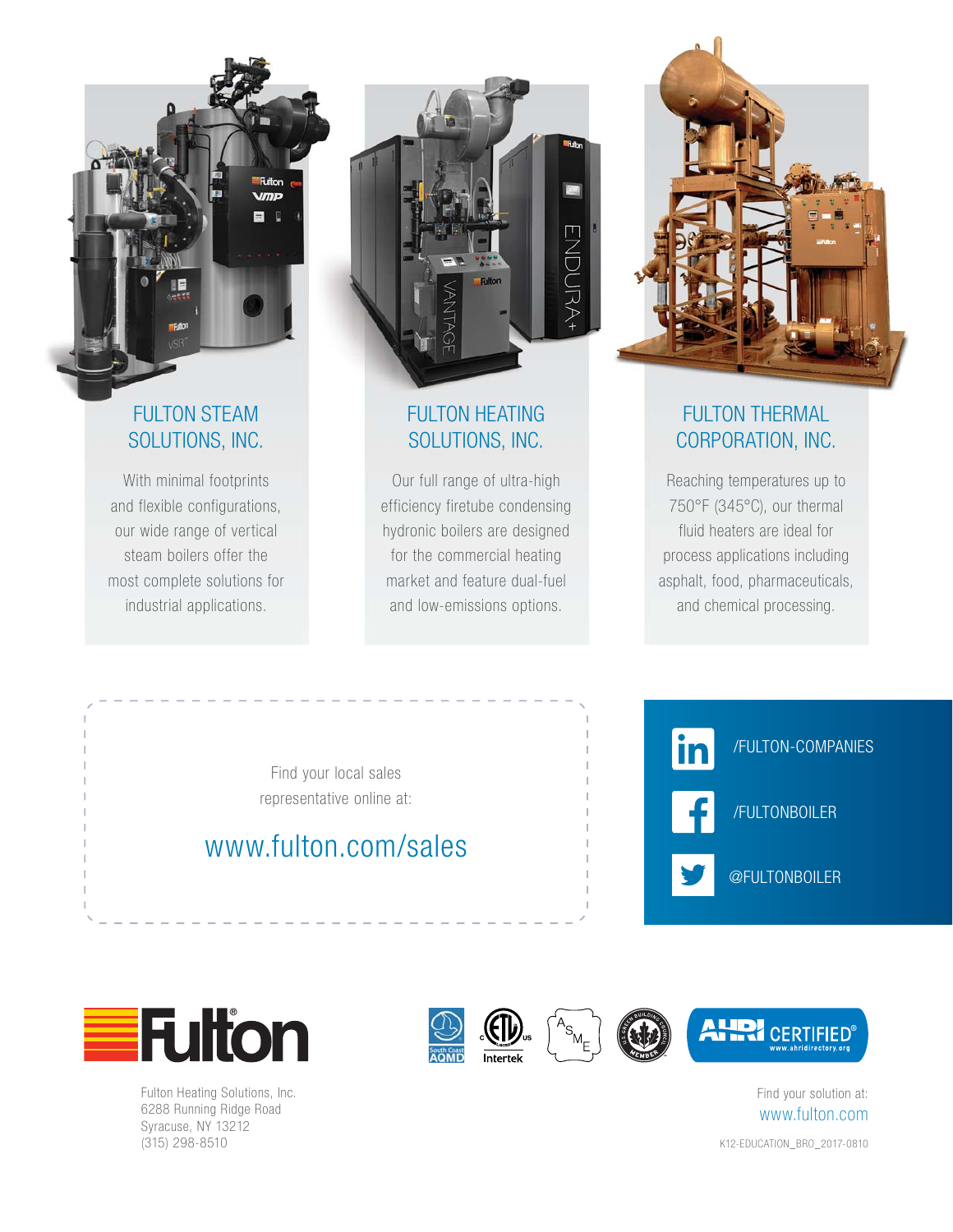## FULTON STEAM SOLUTIONS, INC.

With minimal footprints and flexible configurations, our wide range of vertical steam boilers offer the most complete solutions for industrial applications.

## FULTON HEATING SOLUTIONS, INC.

Our full range of ultra-high efficiency firetube condensing hydronic boilers are designed for the commercial heating market and feature dual-fuel and low-emissions options.

## FULTON THERMAL CORPORATION, INC.

Reaching temperatures up to 750°F (345°C), our thermal fluid heaters are ideal for process applications including asphalt, food, pharmaceuticals, and chemical processing.

Find your local sales representative online at:

www.fulton.com/sales

/FULTON-COMPANIES

/FULTONBOILER

@FULTONBOILER

Fulton Heating Solutions, Inc.
6288 Running Ridge Road
Syracuse, NY 13212
(315) 298-8510

Find your solution at:
www.fulton.com

K12-EDUCATION_BRO_2017-0810